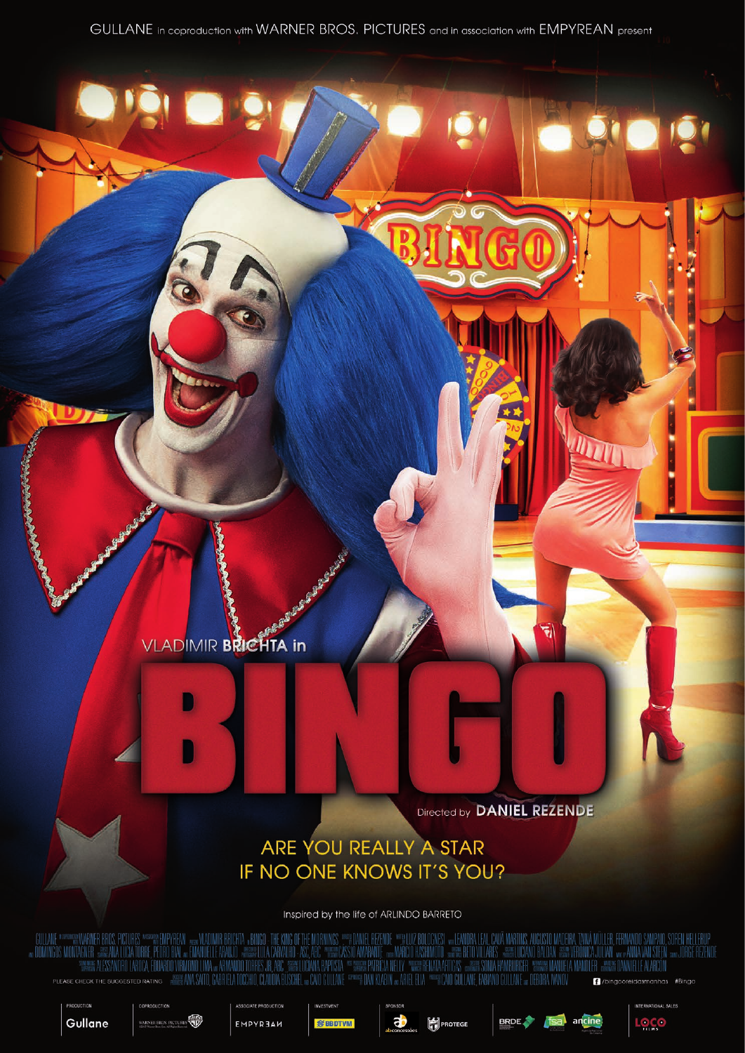GULLANE in coproduction with WARNER BROS. PICTURES and in association with EMPYREAN present

VLADIMIR BRICHTA in

# BINGO

Directed by DANIEL REZENDE

ARE YOU REALLY A STAR
IF NO ONE KNOWS IT'S YOU?

Inspired by the life of ARLINDO BARRETO

GULLANE WARNER BROS. PICTURES EMPYREAN VLADIMIR BRICHTA "BINGO - THE KING OF THE MORNINGS" DANIEL REZENDE LUIZ BOLOGNESI LEANDRA LEAL CAUÃ MARTINS AUGUSTO MADEIRA TAINÁ MÜLLER FERNANDO SAMPAIO SOREN HELLERUP DOMINGOS MONTAGNER ANA LUCIA TORRE PEDRO DIAS EMANUELLE ARAUJO LULA CARVALHO ASC, ABC CASSIO AMARANTE MARCIO HASHIMOTO BETO VILLARES LUCIANO BALDAN VERONICA JULIAN ANNA VAN STEEN JORGE REZENDE ALESSANDRO LABOCA EDUARDO VIRMOND LIMA ARMANDO TORRES JR. ABC LUCIANA BAPTISTA PATRICIA NELLY RENATA ARTIGAS SONIA HAMBURGER MANUELA MANDLER DANNIELLE ALARCON ANA SAITO GABRIELA TOCCHIO CLAUDIA BUSCHEL CAIO GULLANE DAN KLABIN ARIEL ELIA CAIO GULLANE FABIANO GULLANE DEBORA IVANOV

PLEASE CHECK THE SUGGESTED RATING

/bingooreidasmanhas #Bingo

PRODUCTION Gullane | COPRODUCTION WARNER BROS. PICTURES | ASSOCIATE PRODUCTION EMPYREAN | INVESTMENT BB DTVM | SPONSOR ab concessões, PROTEGE | BRDE, FSA, ancine | INTERNATIONAL SALES LOCO FILMS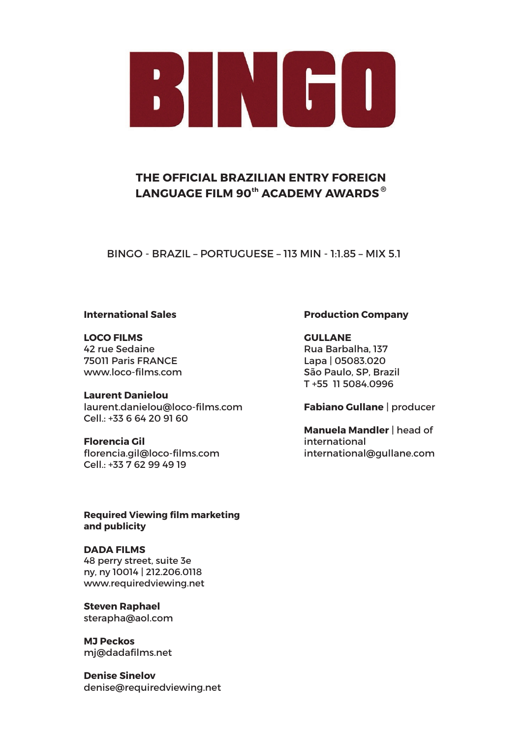# BINGO

## THE OFFICIAL BRAZILIAN ENTRY FOREIGN LANGUAGE FILM 90th ACADEMY AWARDS®

BINGO - BRAZIL – PORTUGUESE – 113 MIN - 1:1.85 – MIX 5.1

**International Sales**

**LOCO FILMS**
42 rue Sedaine
75011 Paris FRANCE
www.loco-films.com

**Laurent Danielou**
laurent.danielou@loco-films.com
Cell.: +33 6 64 20 91 60

**Florencia Gil**
florencia.gil@loco-films.com
Cell.: +33 7 62 99 49 19

**Production Company**

**GULLANE**
Rua Barbalha, 137
Lapa | 05083.020
São Paulo, SP, Brazil
T +55 11 5084.0996

**Fabiano Gullane** | producer

**Manuela Mandler** | head of international
international@gullane.com

**Required Viewing film marketing and publicity**

**DADA FILMS**
48 perry street, suite 3e
ny, ny 10014 | 212.206.0118
www.requiredviewing.net

**Steven Raphael**
sterapha@aol.com

**MJ Peckos**
mj@dadafilms.net

**Denise Sinelov**
denise@requiredviewing.net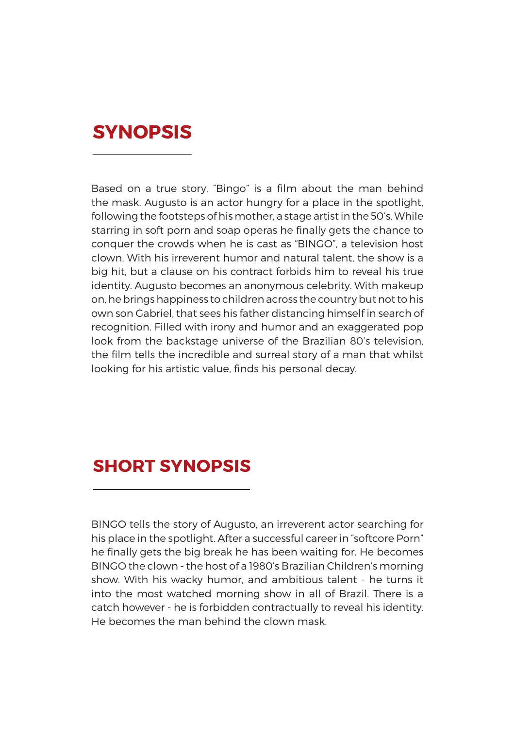## SYNOPSIS

Based on a true story, “Bingo” is a film about the man behind the mask. Augusto is an actor hungry for a place in the spotlight, following the footsteps of his mother, a stage artist in the 50’s. While starring in soft porn and soap operas he finally gets the chance to conquer the crowds when he is cast as “BINGO”, a television host clown. With his irreverent humor and natural talent, the show is a big hit, but a clause on his contract forbids him to reveal his true identity. Augusto becomes an anonymous celebrity. With makeup on, he brings happiness to children across the country but not to his own son Gabriel, that sees his father distancing himself in search of recognition. Filled with irony and humor and an exaggerated pop look from the backstage universe of the Brazilian 80’s television, the film tells the incredible and surreal story of a man that whilst looking for his artistic value, finds his personal decay.

## SHORT SYNOPSIS

BINGO tells the story of Augusto, an irreverent actor searching for his place in the spotlight. After a successful career in “softcore Porn” he finally gets the big break he has been waiting for. He becomes BINGO the clown - the host of a 1980’s Brazilian Children’s morning show. With his wacky humor, and ambitious talent - he turns it into the most watched morning show in all of Brazil. There is a catch however - he is forbidden contractually to reveal his identity. He becomes the man behind the clown mask.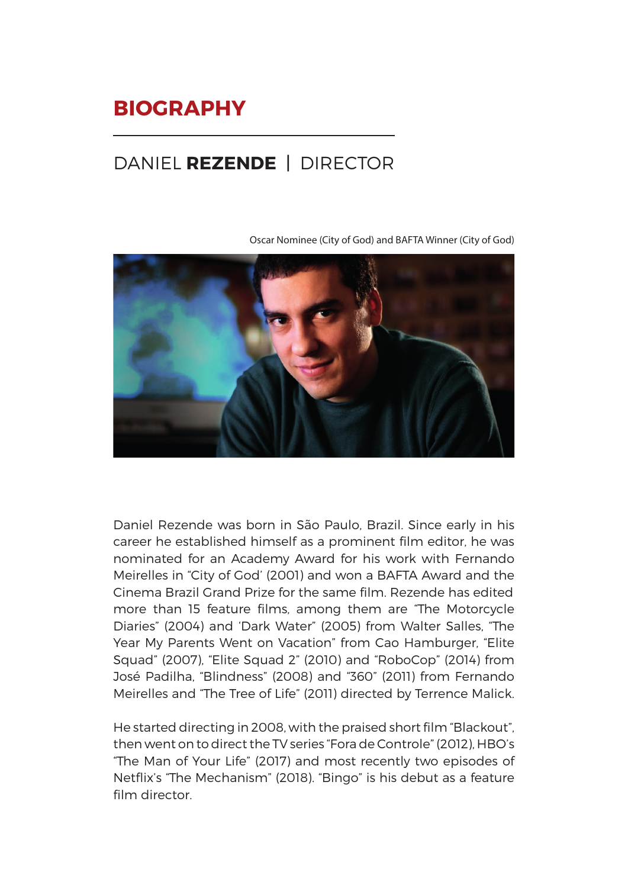# BIOGRAPHY

## DANIEL **REZENDE** | DIRECTOR

Oscar Nominee (City of God) and BAFTA Winner (City of God)

Daniel Rezende was born in São Paulo, Brazil. Since early in his career he established himself as a prominent film editor, he was nominated for an Academy Award for his work with Fernando Meirelles in "City of God' (2001) and won a BAFTA Award and the Cinema Brazil Grand Prize for the same film. Rezende has edited more than 15 feature films, among them are "The Motorcycle Diaries" (2004) and 'Dark Water" (2005) from Walter Salles, "The Year My Parents Went on Vacation" from Cao Hamburger, "Elite Squad" (2007), "Elite Squad 2" (2010) and "RoboCop" (2014) from José Padilha, "Blindness" (2008) and "360" (2011) from Fernando Meirelles and "The Tree of Life" (2011) directed by Terrence Malick.

He started directing in 2008, with the praised short film "Blackout", then went on to direct the TV series "Fora de Controle" (2012), HBO's "The Man of Your Life" (2017) and most recently two episodes of Netflix's "The Mechanism" (2018). "Bingo" is his debut as a feature film director.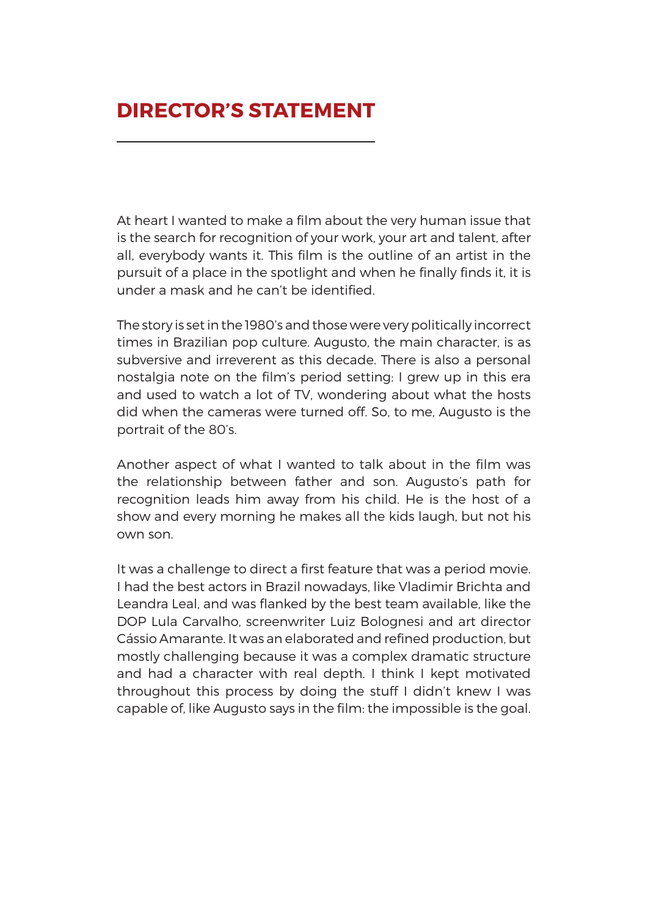## DIRECTOR'S STATEMENT

At heart I wanted to make a film about the very human issue that is the search for recognition of your work, your art and talent, after all, everybody wants it. This film is the outline of an artist in the pursuit of a place in the spotlight and when he finally finds it, it is under a mask and he can't be identified.

The story is set in the 1980's and those were very politically incorrect times in Brazilian pop culture. Augusto, the main character, is as subversive and irreverent as this decade. There is also a personal nostalgia note on the film's period setting: I grew up in this era and used to watch a lot of TV, wondering about what the hosts did when the cameras were turned off. So, to me, Augusto is the portrait of the 80's.

Another aspect of what I wanted to talk about in the film was the relationship between father and son. Augusto's path for recognition leads him away from his child. He is the host of a show and every morning he makes all the kids laugh, but not his own son.

It was a challenge to direct a first feature that was a period movie. I had the best actors in Brazil nowadays, like Vladimir Brichta and Leandra Leal, and was flanked by the best team available, like the DOP Lula Carvalho, screenwriter Luiz Bolognesi and art director Cássio Amarante. It was an elaborated and refined production, but mostly challenging because it was a complex dramatic structure and had a character with real depth. I think I kept motivated throughout this process by doing the stuff I didn't knew I was capable of, like Augusto says in the film: the impossible is the goal.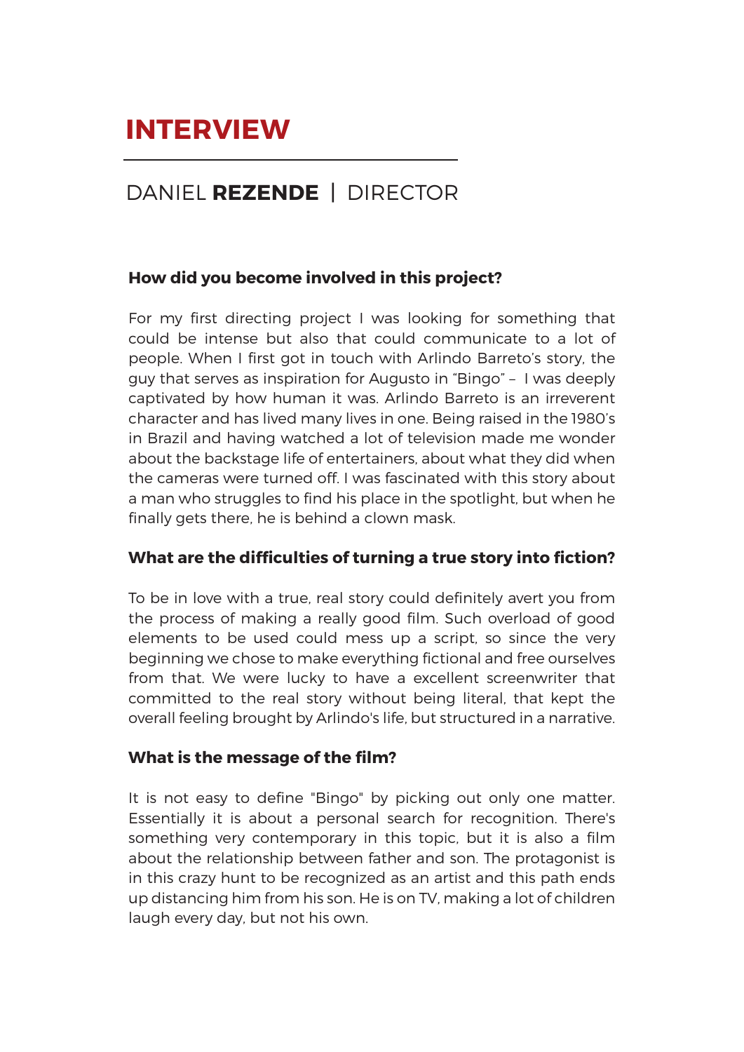# INTERVIEW

## DANIEL **REZENDE** | DIRECTOR

**How did you become involved in this project?**

For my first directing project I was looking for something that could be intense but also that could communicate to a lot of people. When I first got in touch with Arlindo Barreto's story, the guy that serves as inspiration for Augusto in "Bingo" – I was deeply captivated by how human it was. Arlindo Barreto is an irreverent character and has lived many lives in one. Being raised in the 1980's in Brazil and having watched a lot of television made me wonder about the backstage life of entertainers, about what they did when the cameras were turned off. I was fascinated with this story about a man who struggles to find his place in the spotlight, but when he finally gets there, he is behind a clown mask.

**What are the difficulties of turning a true story into fiction?**

To be in love with a true, real story could definitely avert you from the process of making a really good film. Such overload of good elements to be used could mess up a script, so since the very beginning we chose to make everything fictional and free ourselves from that. We were lucky to have a excellent screenwriter that committed to the real story without being literal, that kept the overall feeling brought by Arlindo's life, but structured in a narrative.

**What is the message of the film?**

It is not easy to define "Bingo" by picking out only one matter. Essentially it is about a personal search for recognition. There's something very contemporary in this topic, but it is also a film about the relationship between father and son. The protagonist is in this crazy hunt to be recognized as an artist and this path ends up distancing him from his son. He is on TV, making a lot of children laugh every day, but not his own.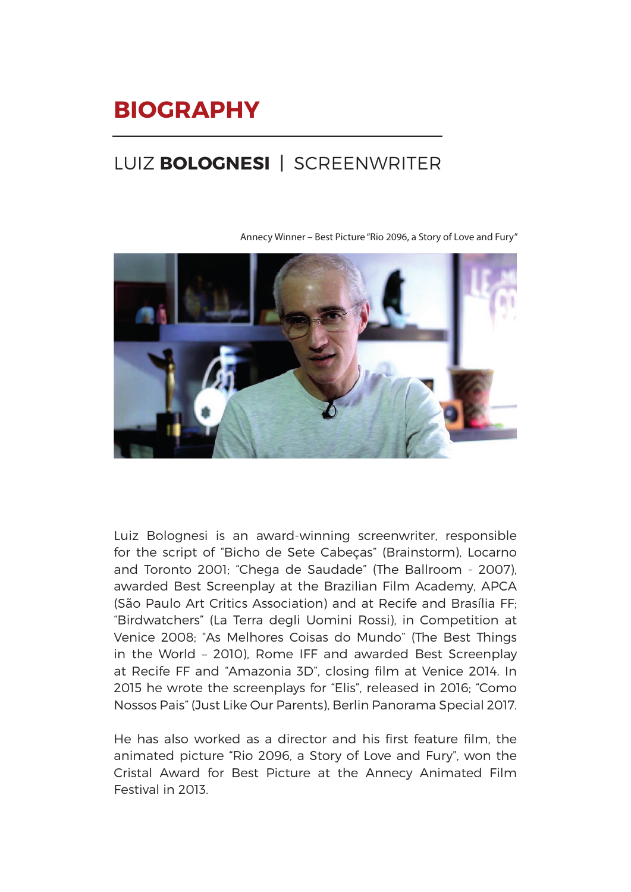# BIOGRAPHY

## LUIZ **BOLOGNESI** | SCREENWRITER

Annecy Winner – Best Picture "Rio 2096, a Story of Love and Fury"

Luiz Bolognesi is an award-winning screenwriter, responsible for the script of "Bicho de Sete Cabeças" (Brainstorm), Locarno and Toronto 2001; "Chega de Saudade" (The Ballroom - 2007), awarded Best Screenplay at the Brazilian Film Academy, APCA (São Paulo Art Critics Association) and at Recife and Brasília FF; "Birdwatchers" (La Terra degli Uomini Rossi), in Competition at Venice 2008; "As Melhores Coisas do Mundo" (The Best Things in the World – 2010), Rome IFF and awarded Best Screenplay at Recife FF and "Amazonia 3D", closing film at Venice 2014. In 2015 he wrote the screenplays for "Elis", released in 2016; "Como Nossos Pais" (Just Like Our Parents), Berlin Panorama Special 2017.

He has also worked as a director and his first feature film, the animated picture "Rio 2096, a Story of Love and Fury", won the Cristal Award for Best Picture at the Annecy Animated Film Festival in 2013.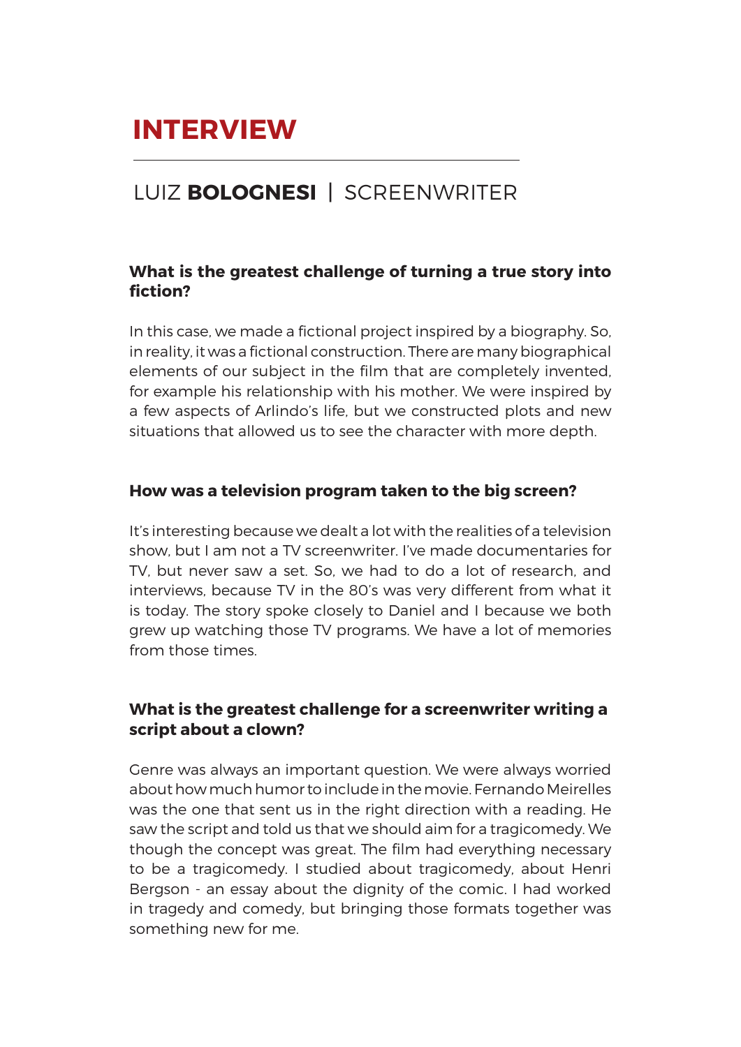# INTERVIEW

## LUIZ **BOLOGNESI** | SCREENWRITER

### What is the greatest challenge of turning a true story into fiction?

In this case, we made a fictional project inspired by a biography. So, in reality, it was a fictional construction. There are many biographical elements of our subject in the film that are completely invented, for example his relationship with his mother. We were inspired by a few aspects of Arlindo's life, but we constructed plots and new situations that allowed us to see the character with more depth.

### How was a television program taken to the big screen?

It's interesting because we dealt a lot with the realities of a television show, but I am not a TV screenwriter. I've made documentaries for TV, but never saw a set. So, we had to do a lot of research, and interviews, because TV in the 80's was very different from what it is today. The story spoke closely to Daniel and I because we both grew up watching those TV programs. We have a lot of memories from those times.

### What is the greatest challenge for a screenwriter writing a script about a clown?

Genre was always an important question. We were always worried about how much humor to include in the movie. Fernando Meirelles was the one that sent us in the right direction with a reading. He saw the script and told us that we should aim for a tragicomedy. We though the concept was great. The film had everything necessary to be a tragicomedy. I studied about tragicomedy, about Henri Bergson - an essay about the dignity of the comic. I had worked in tragedy and comedy, but bringing those formats together was something new for me.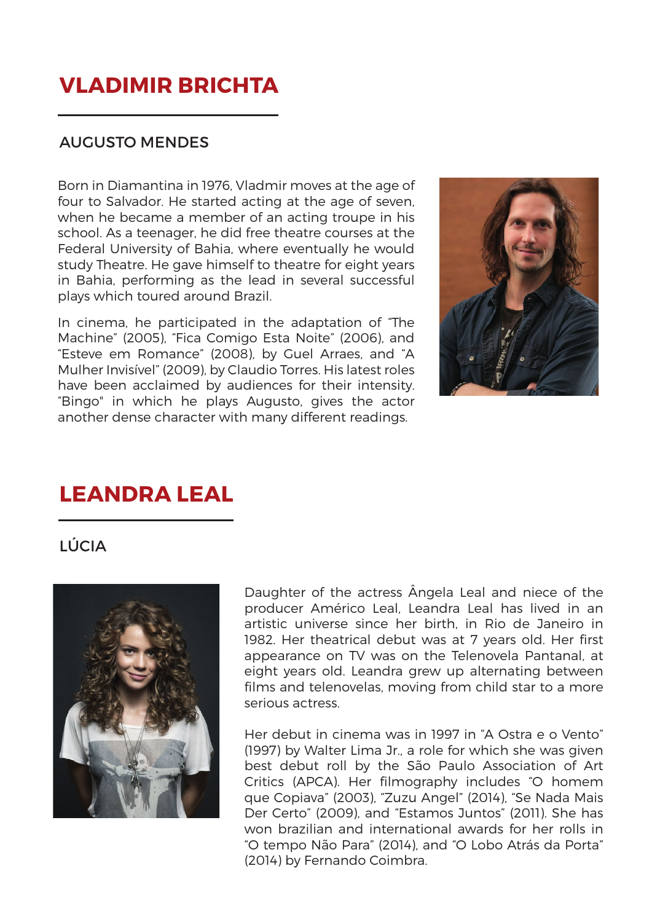# VLADIMIR BRICHTA

## AUGUSTO MENDES

Born in Diamantina in 1976, Vladmir moves at the age of four to Salvador. He started acting at the age of seven, when he became a member of an acting troupe in his school. As a teenager, he did free theatre courses at the Federal University of Bahia, where eventually he would study Theatre. He gave himself to theatre for eight years in Bahia, performing as the lead in several successful plays which toured around Brazil.

In cinema, he participated in the adaptation of "The Machine" (2005), "Fica Comigo Esta Noite" (2006), and "Esteve em Romance" (2008), by Guel Arraes, and "A Mulher Invisível" (2009), by Claudio Torres. His latest roles have been acclaimed by audiences for their intensity. "Bingo" in which he plays Augusto, gives the actor another dense character with many different readings.

# LEANDRA LEAL

## LÚCIA

Daughter of the actress Ângela Leal and niece of the producer Américo Leal, Leandra Leal has lived in an artistic universe since her birth, in Rio de Janeiro in 1982. Her theatrical debut was at 7 years old. Her first appearance on TV was on the Telenovela Pantanal, at eight years old. Leandra grew up alternating between films and telenovelas, moving from child star to a more serious actress.

Her debut in cinema was in 1997 in "A Ostra e o Vento" (1997) by Walter Lima Jr., a role for which she was given best debut roll by the São Paulo Association of Art Critics (APCA). Her filmography includes "O homem que Copiava" (2003), "Zuzu Angel" (2014), "Se Nada Mais Der Certo" (2009), and "Estamos Juntos" (2011). She has won brazilian and international awards for her rolls in "O tempo Não Para" (2014), and "O Lobo Atrás da Porta" (2014) by Fernando Coimbra.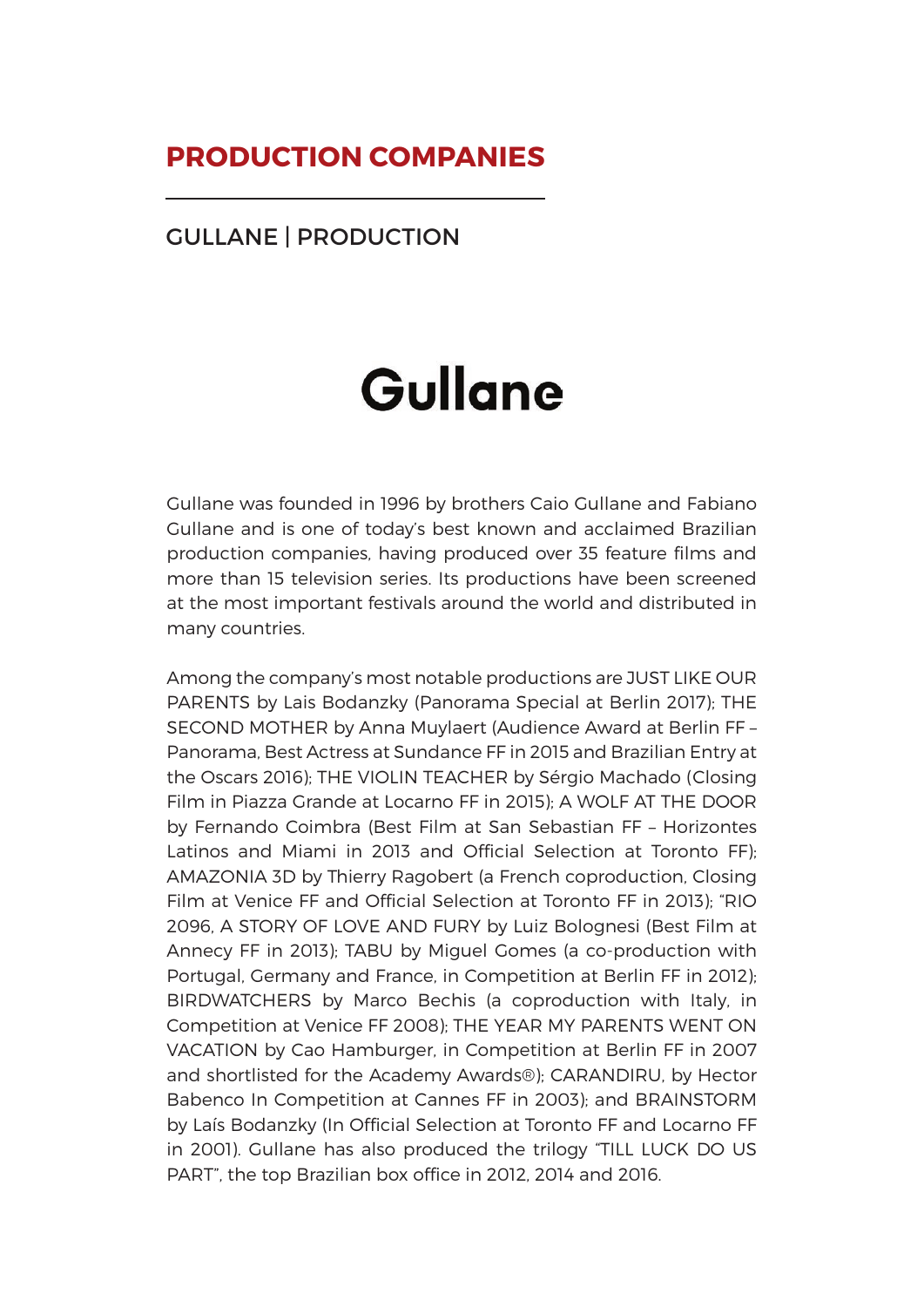# PRODUCTION COMPANIES

## GULLANE | PRODUCTION

**Gullane**

Gullane was founded in 1996 by brothers Caio Gullane and Fabiano Gullane and is one of today's best known and acclaimed Brazilian production companies, having produced over 35 feature films and more than 15 television series. Its productions have been screened at the most important festivals around the world and distributed in many countries.

Among the company's most notable productions are JUST LIKE OUR PARENTS by Lais Bodanzky (Panorama Special at Berlin 2017); THE SECOND MOTHER by Anna Muylaert (Audience Award at Berlin FF – Panorama, Best Actress at Sundance FF in 2015 and Brazilian Entry at the Oscars 2016); THE VIOLIN TEACHER by Sérgio Machado (Closing Film in Piazza Grande at Locarno FF in 2015); A WOLF AT THE DOOR by Fernando Coimbra (Best Film at San Sebastian FF – Horizontes Latinos and Miami in 2013 and Official Selection at Toronto FF); AMAZONIA 3D by Thierry Ragobert (a French coproduction, Closing Film at Venice FF and Official Selection at Toronto FF in 2013); "RIO 2096, A STORY OF LOVE AND FURY by Luiz Bolognesi (Best Film at Annecy FF in 2013); TABU by Miguel Gomes (a co-production with Portugal, Germany and France, in Competition at Berlin FF in 2012); BIRDWATCHERS by Marco Bechis (a coproduction with Italy, in Competition at Venice FF 2008); THE YEAR MY PARENTS WENT ON VACATION by Cao Hamburger, in Competition at Berlin FF in 2007 and shortlisted for the Academy Awards®); CARANDIRU, by Hector Babenco In Competition at Cannes FF in 2003); and BRAINSTORM by Laís Bodanzky (In Official Selection at Toronto FF and Locarno FF in 2001). Gullane has also produced the trilogy "TILL LUCK DO US PART", the top Brazilian box office in 2012, 2014 and 2016.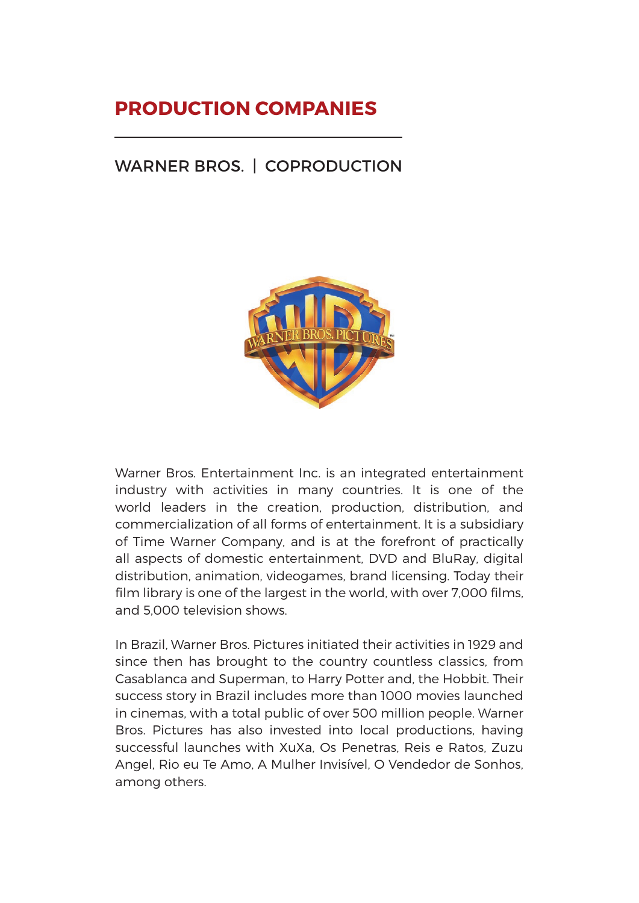# PRODUCTION COMPANIES

## WARNER BROS. | COPRODUCTION

Warner Bros. Entertainment Inc. is an integrated entertainment industry with activities in many countries. It is one of the world leaders in the creation, production, distribution, and commercialization of all forms of entertainment. It is a subsidiary of Time Warner Company, and is at the forefront of practically all aspects of domestic entertainment, DVD and BluRay, digital distribution, animation, videogames, brand licensing. Today their film library is one of the largest in the world, with over 7,000 films, and 5,000 television shows.

In Brazil, Warner Bros. Pictures initiated their activities in 1929 and since then has brought to the country countless classics, from Casablanca and Superman, to Harry Potter and, the Hobbit. Their success story in Brazil includes more than 1000 movies launched in cinemas, with a total public of over 500 million people. Warner Bros. Pictures has also invested into local productions, having successful launches with XuXa, Os Penetras, Reis e Ratos, Zuzu Angel, Rio eu Te Amo, A Mulher Invisível, O Vendedor de Sonhos, among others.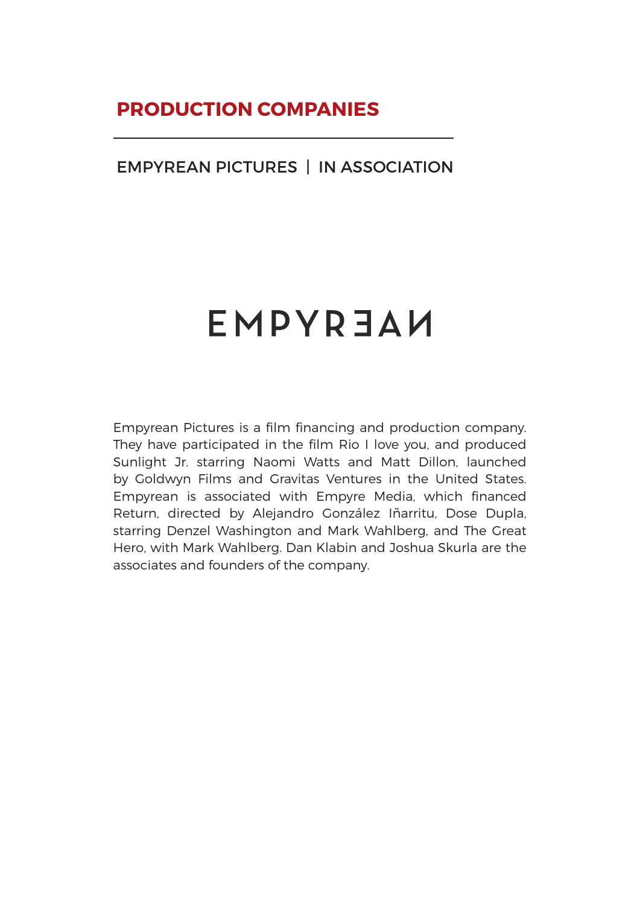## PRODUCTION COMPANIES

EMPYREAN PICTURES | IN ASSOCIATION

EMPYREAN

Empyrean Pictures is a film financing and production company. They have participated in the film Rio I love you, and produced Sunlight Jr. starring Naomi Watts and Matt Dillon, launched by Goldwyn Films and Gravitas Ventures in the United States. Empyrean is associated with Empyre Media, which financed Return, directed by Alejandro González Iñarritu, Dose Dupla, starring Denzel Washington and Mark Wahlberg, and The Great Hero, with Mark Wahlberg. Dan Klabin and Joshua Skurla are the associates and founders of the company.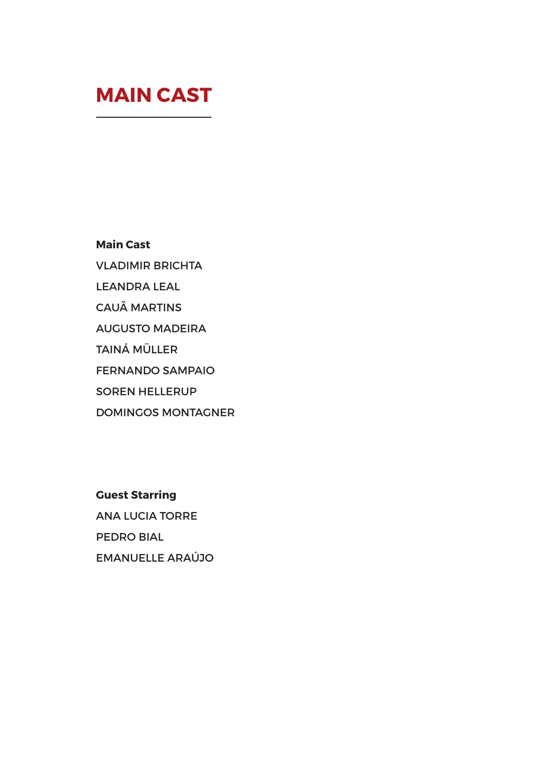# MAIN CAST

**Main Cast**

VLADIMIR BRICHTA

LEANDRA LEAL

CAUÃ MARTINS

AUGUSTO MADEIRA

TAINÁ MÜLLER

FERNANDO SAMPAIO

SOREN HELLERUP

DOMINGOS MONTAGNER

**Guest Starring**

ANA LUCIA TORRE

PEDRO BIAL

EMANUELLE ARAÚJO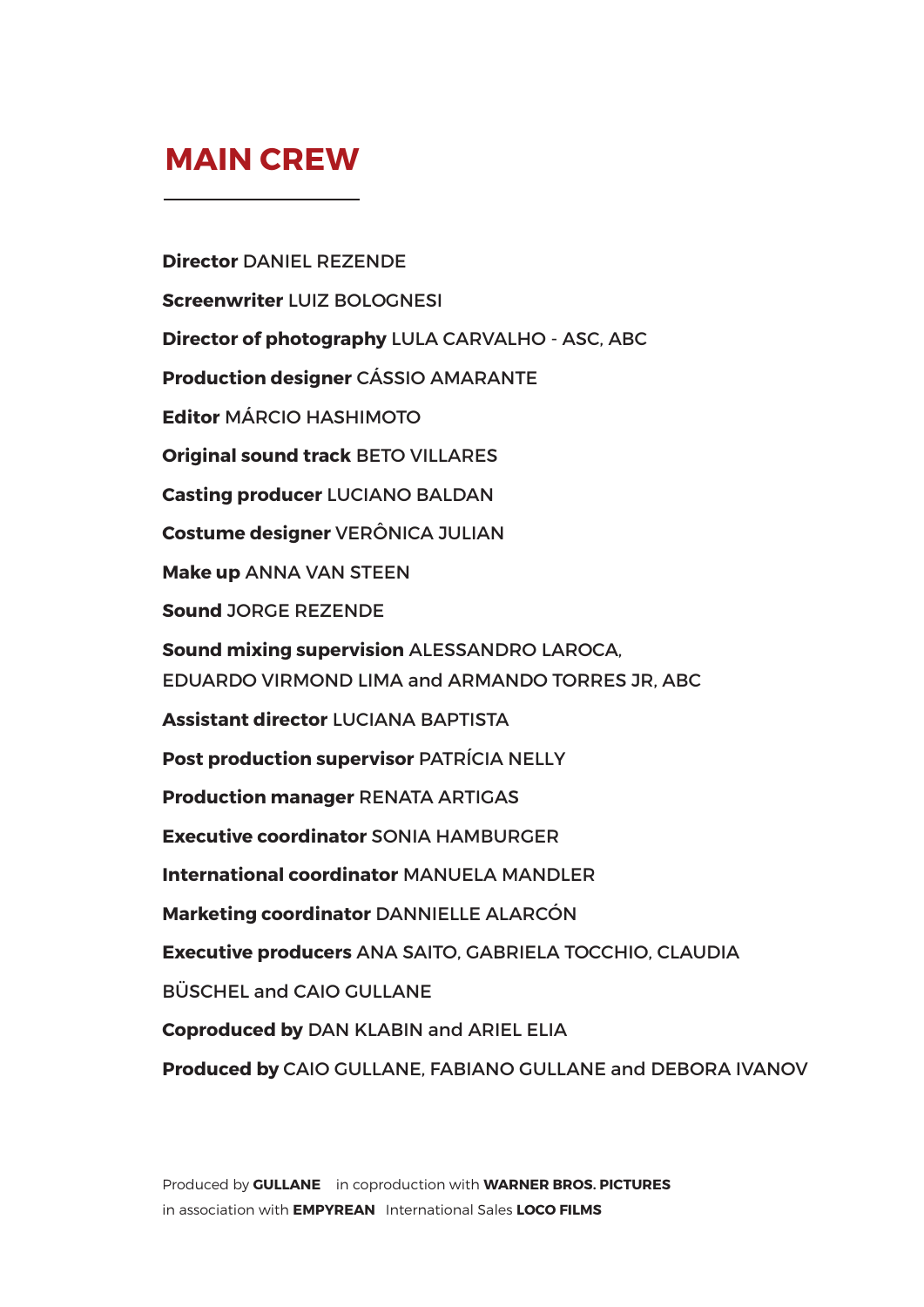## MAIN CREW

**Director** DANIEL REZENDE

**Screenwriter** LUIZ BOLOGNESI

**Director of photography** LULA CARVALHO - ASC, ABC

**Production designer** CÁSSIO AMARANTE

**Editor** MÁRCIO HASHIMOTO

**Original sound track** BETO VILLARES

**Casting producer** LUCIANO BALDAN

**Costume designer** VERÔNICA JULIAN

**Make up** ANNA VAN STEEN

**Sound** JORGE REZENDE

**Sound mixing supervision** ALESSANDRO LAROCA, EDUARDO VIRMOND LIMA and ARMANDO TORRES JR, ABC

**Assistant director** LUCIANA BAPTISTA

**Post production supervisor** PATRÍCIA NELLY

**Production manager** RENATA ARTIGAS

**Executive coordinator** SONIA HAMBURGER

**International coordinator** MANUELA MANDLER

**Marketing coordinator** DANNIELLE ALARCÓN

**Executive producers** ANA SAITO, GABRIELA TOCCHIO, CLAUDIA BÜSCHEL and CAIO GULLANE

**Coproduced by** DAN KLABIN and ARIEL ELIA

**Produced by** CAIO GULLANE, FABIANO GULLANE and DEBORA IVANOV

Produced by **GULLANE** in coproduction with **WARNER BROS. PICTURES**
in association with **EMPYREAN** International Sales **LOCO FILMS**